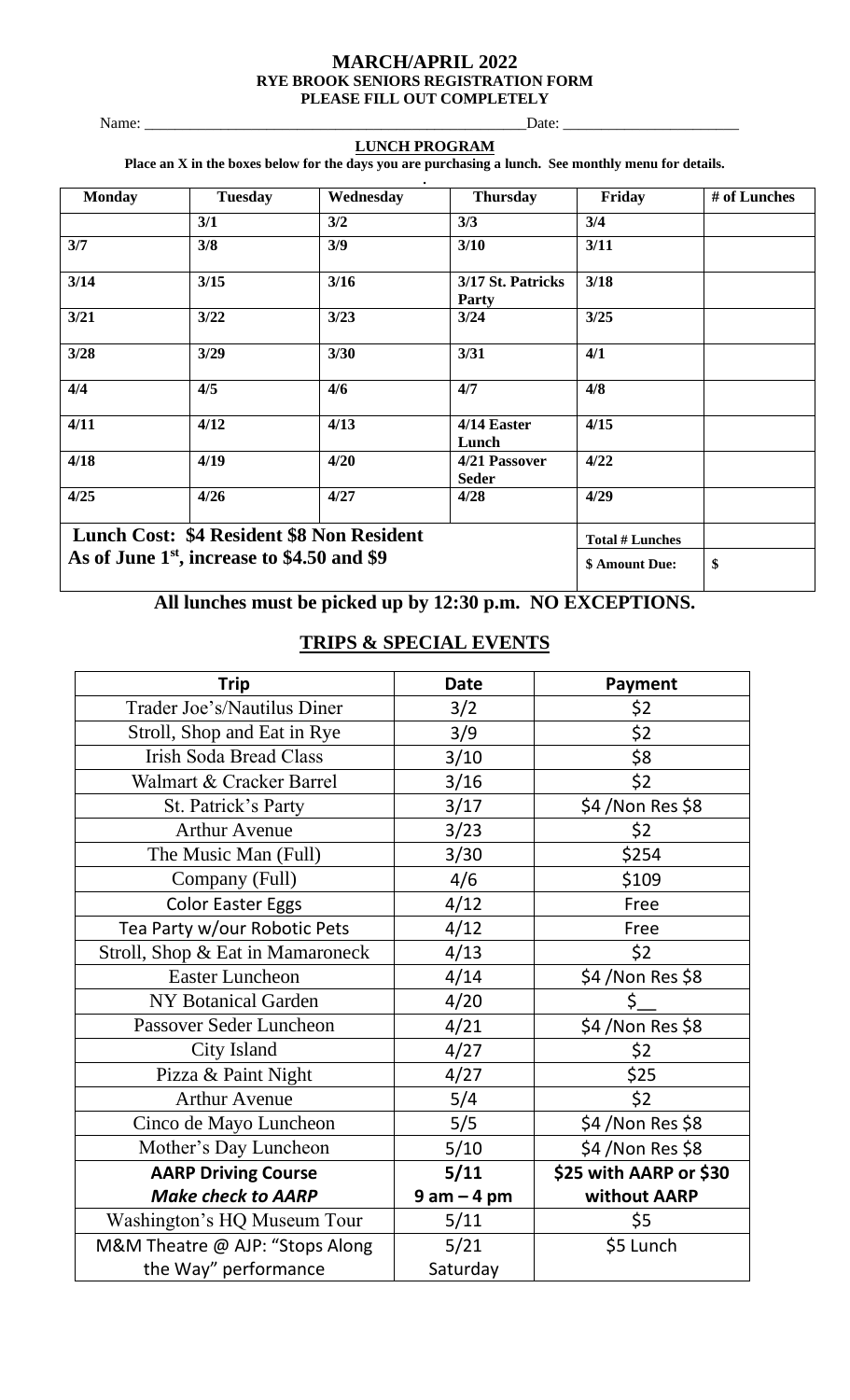**MARCH/APRIL 2022**
**RYE BROOK SENIORS REGISTRATION FORM**
**PLEASE FILL OUT COMPLETELY**

Name: ____________________________________________________ Date: _______________________

## LUNCH PROGRAM

**Place an X in the boxes below for the days you are purchasing a lunch. See monthly menu for details.**

| Monday | Tuesday | Wednesday | Thursday | Friday | # of Lunches |
|---|---|---|---|---|---|
| | 3/1 | 3/2 | 3/3 | 3/4 | |
| 3/7 | 3/8 | 3/9 | 3/10 | 3/11 | |
| 3/14 | 3/15 | 3/16 | 3/17 St. Patricks Party | 3/18 | |
| 3/21 | 3/22 | 3/23 | 3/24 | 3/25 | |
| 3/28 | 3/29 | 3/30 | 3/31 | 4/1 | |
| 4/4 | 4/5 | 4/6 | 4/7 | 4/8 | |
| 4/11 | 4/12 | 4/13 | 4/14 Easter Lunch | 4/15 | |
| 4/18 | 4/19 | 4/20 | 4/21 Passover Seder | 4/22 | |
| 4/25 | 4/26 | 4/27 | 4/28 | 4/29 | |
| **Lunch Cost: \$4 Resident \$8 Non Resident** | | | | **Total # Lunches** | |
| **As of June 1st, increase to \$4.50 and \$9** | | | | **\$ Amount Due:** | **\$** |

**All lunches must be picked up by 12:30 p.m. NO EXCEPTIONS.**

## TRIPS & SPECIAL EVENTS

| Trip | Date | Payment |
|---|---|---|
| Trader Joe's/Nautilus Diner | 3/2 | \$2 |
| Stroll, Shop and Eat in Rye | 3/9 | \$2 |
| Irish Soda Bread Class | 3/10 | \$8 |
| Walmart & Cracker Barrel | 3/16 | \$2 |
| St. Patrick's Party | 3/17 | \$4 /Non Res \$8 |
| Arthur Avenue | 3/23 | \$2 |
| The Music Man (Full) | 3/30 | \$254 |
| Company (Full) | 4/6 | \$109 |
| Color Easter Eggs | 4/12 | Free |
| Tea Party w/our Robotic Pets | 4/12 | Free |
| Stroll, Shop & Eat in Mamaroneck | 4/13 | \$2 |
| Easter Luncheon | 4/14 | \$4 /Non Res \$8 |
| NY Botanical Garden | 4/20 | \$__ |
| Passover Seder Luncheon | 4/21 | \$4 /Non Res \$8 |
| City Island | 4/27 | \$2 |
| Pizza & Paint Night | 4/27 | \$25 |
| Arthur Avenue | 5/4 | \$2 |
| Cinco de Mayo Luncheon | 5/5 | \$4 /Non Res \$8 |
| Mother's Day Luncheon | 5/10 | \$4 /Non Res \$8 |
| **AARP Driving Course** ***Make check to AARP*** | **5/11** **9 am – 4 pm** | **\$25 with AARP or \$30 without AARP** |
| Washington's HQ Museum Tour | 5/11 | \$5 |
| M&M Theatre @ AJP: "Stops Along the Way" performance | 5/21 Saturday | \$5 Lunch |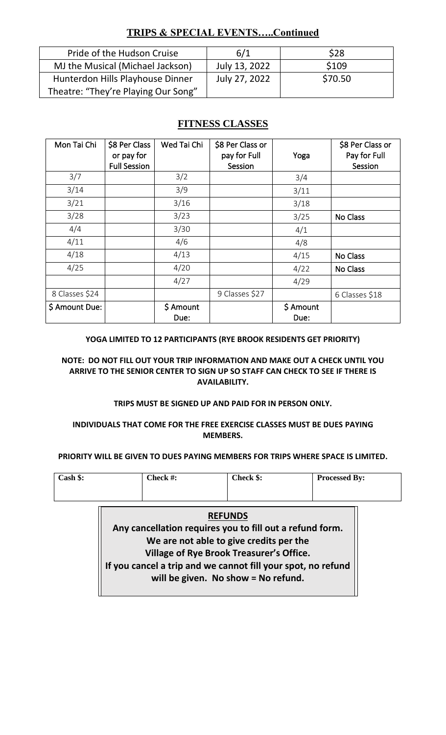## TRIPS & SPECIAL EVENTS…..Continued

| | | |
|---|---|---|
| Pride of the Hudson Cruise | 6/1 | $28 |
| MJ the Musical (Michael Jackson) | July 13, 2022 | $109 |
| Hunterdon Hills Playhouse Dinner Theatre: "They're Playing Our Song" | July 27, 2022 | $70.50 |

## FITNESS CLASSES

| Mon Tai Chi | $8 Per Class or pay for Full Session | Wed Tai Chi | $8 Per Class or pay for Full Session | Yoga | $8 Per Class or Pay for Full Session |
|---|---|---|---|---|---|
| 3/7 | | 3/2 | | 3/4 | |
| 3/14 | | 3/9 | | 3/11 | |
| 3/21 | | 3/16 | | 3/18 | |
| 3/28 | | 3/23 | | 3/25 | No Class |
| 4/4 | | 3/30 | | 4/1 | |
| 4/11 | | 4/6 | | 4/8 | |
| 4/18 | | 4/13 | | 4/15 | No Class |
| 4/25 | | 4/20 | | 4/22 | No Class |
| | | 4/27 | | 4/29 | |
| 8 Classes $24 | | | 9 Classes $27 | | 6 Classes $18 |
| $ Amount Due: | | $ Amount Due: | | $ Amount Due: | |

**YOGA LIMITED TO 12 PARTICIPANTS (RYE BROOK RESIDENTS GET PRIORITY)**

**NOTE: DO NOT FILL OUT YOUR TRIP INFORMATION AND MAKE OUT A CHECK UNTIL YOU ARRIVE TO THE SENIOR CENTER TO SIGN UP SO STAFF CAN CHECK TO SEE IF THERE IS AVAILABILITY.**

**TRIPS MUST BE SIGNED UP AND PAID FOR IN PERSON ONLY.**

**INDIVIDUALS THAT COME FOR THE FREE EXERCISE CLASSES MUST BE DUES PAYING MEMBERS.**

**PRIORITY WILL BE GIVEN TO DUES PAYING MEMBERS FOR TRIPS WHERE SPACE IS LIMITED.**

| Cash $: | Check #: | Check $: | Processed By: |
|---|---|---|---|
| | | | |

**REFUNDS**

**Any cancellation requires you to fill out a refund form.**
**We are not able to give credits per the**
**Village of Rye Brook Treasurer's Office.**
**If you cancel a trip and we cannot fill your spot, no refund will be given. No show = No refund.**